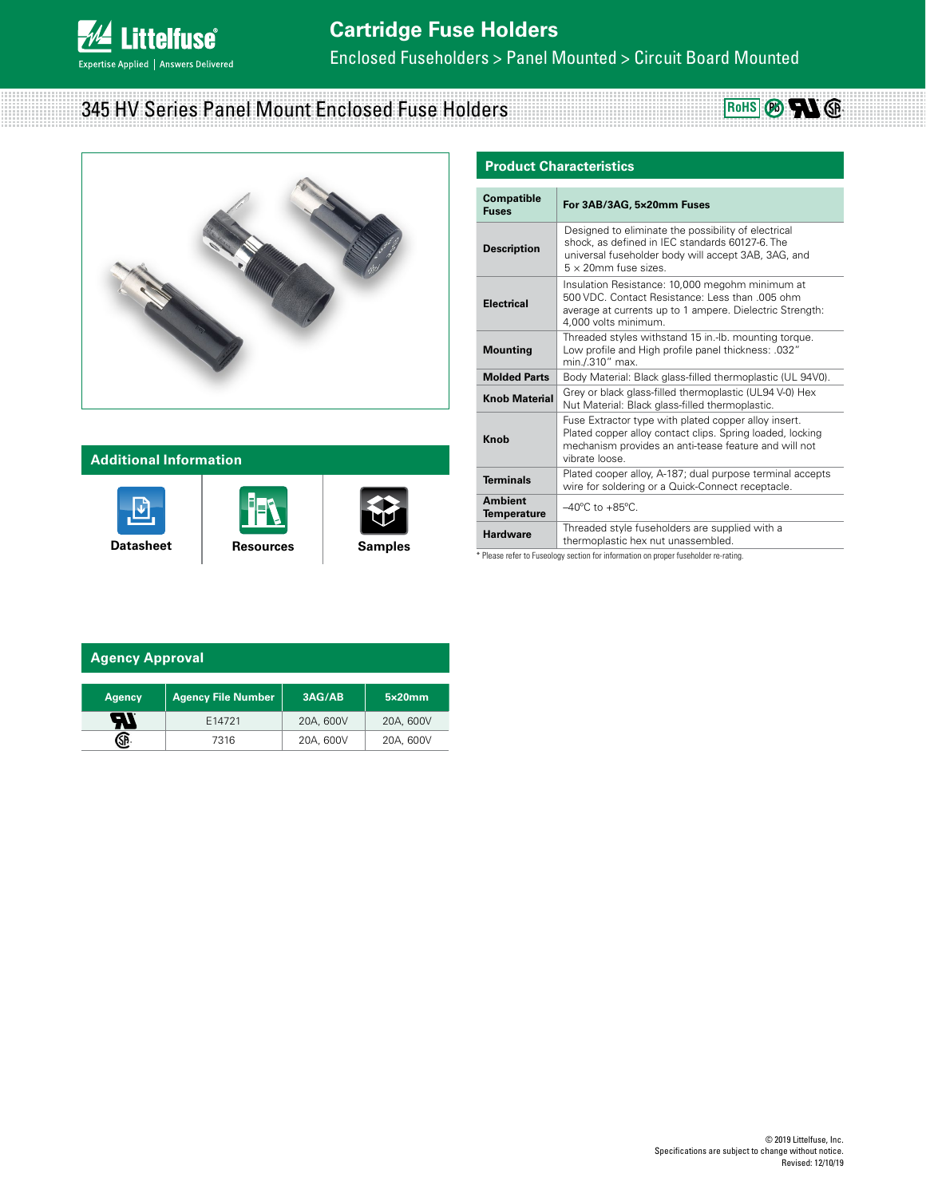# Cartridge Fuse Holders

Enclosed Fuseholders > Panel Mounted > Circuit Board Mounted

## 345 HV Series Panel Mount Enclosed Fuse Holders

## Product Characteristics

| Compatible Fuses | For 3AB/3AG, 5x20mm Fuses |
|---|---|
| Description | Designed to eliminate the possibility of electrical shock, as defined in IEC standards 60127-6. The universal fuseholder body will accept 3AB, 3AG, and 5 × 20mm fuse sizes. |
| Electrical | Insulation Resistance: 10,000 megohm minimum at 500 VDC. Contact Resistance: Less than .005 ohm average at currents up to 1 ampere. Dielectric Strength: 4,000 volts minimum. |
| Mounting | Threaded styles withstand 15 in.-lb. mounting torque. Low profile and High profile panel thickness: .032" min./.310" max. |
| Molded Parts | Body Material: Black glass-filled thermoplastic (UL 94V0). |
| Knob Material | Grey or black glass-filled thermoplastic (UL94 V-0) Hex Nut Material: Black glass-filled thermoplastic. |
| Knob | Fuse Extractor type with plated copper alloy insert. Plated copper alloy contact clips. Spring loaded, locking mechanism provides an anti-tease feature and will not vibrate loose. |
| Terminals | Plated cooper alloy, A-187; dual purpose terminal accepts wire for soldering or a Quick-Connect receptacle. |
| Ambient Temperature | –40°C to +85°C. |
| Hardware | Threaded style fuseholders are supplied with a thermoplastic hex nut unassembled. |

* Please refer to Fuseology section for information on proper fuseholder re-rating.

## Additional Information

Datasheet | Resources | Samples

## Agency Approval

| Agency | Agency File Number | 3AG/AB | 5x20mm |
|---|---|---|---|
| UL | E14721 | 20A, 600V | 20A, 600V |
| CSA | 7316 | 20A, 600V | 20A, 600V |

© 2019 Littelfuse, Inc.
Specifications are subject to change without notice.
Revised: 12/10/19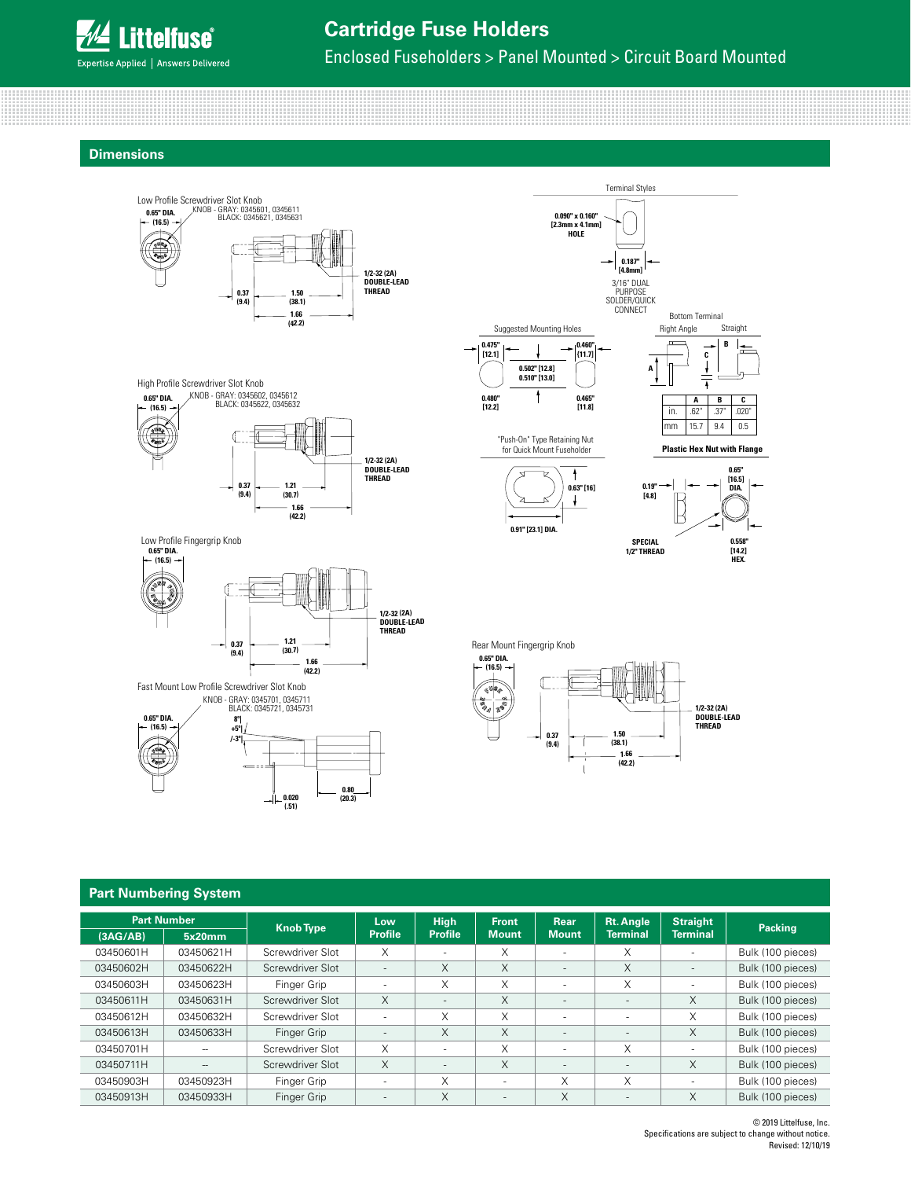## Dimensions

Low Profile Screwdriver Slot Knob

KNOB - GRAY: 0345601, 0345611
BLACK: 0345621, 0345631

0.65" DIA. (16.5)

0.37 (9.4)

1.50 (38.1)

1.66 (42.2)

1/2-32 (2A) DOUBLE-LEAD THREAD

High Profile Screwdriver Slot Knob

KNOB - GRAY: 0345602, 0345612
BLACK: 0345622, 0345632

0.65" DIA. (16.5)

0.37 (9.4)

1.21 (30.7)

1.66 (42.2)

1/2-32 (2A) DOUBLE-LEAD THREAD

Low Profile Fingergrip Knob

0.65" DIA. (16.5)

0.37 (9.4)

1.21 (30.7)

1.66 (42.2)

1/2-32 (2A) DOUBLE-LEAD THREAD

Fast Mount Low Profile Screwdriver Slot Knob

KNOB - GRAY: 0345701, 0345711
BLACK: 0345721, 0345731

0.65" DIA. (16.5)

8° +5°/-3°

0.020 (.51)

0.80 (20.3)

Terminal Styles

0.090" x 0.160" [2.3mm x 4.1mm] HOLE

0.187" [4.8mm]

3/16" DUAL PURPOSE SOLDER/QUICK CONNECT

Suggested Mounting Holes

0.475" [12.1]

0.460" [11.7]

0.502" [12.8]
0.510" [13.0]

0.480" [12.2]

0.465" [11.8]

Bottom Terminal

Right Angle / Straight

| | A | B | C |
|---|---|---|---|
| in. | .62" | .37" | .020" |
| mm | 15.7 | 9.4 | 0.5 |

"Push-On" Type Retaining Nut for Quick Mount Fuseholder

0.63" [16]

0.91" [23.1] DIA.

Plastic Hex Nut with Flange

0.19" [4.8]

0.65" [16.5] DIA.

SPECIAL 1/2" THREAD

0.558" [14.2] HEX.

Rear Mount Fingergrip Knob

0.65" DIA. (16.5)

0.37 (9.4)

1.50 (38.1)

1.66 (42.2)

1/2-32 (2A) DOUBLE-LEAD THREAD

## Part Numbering System

| Part Number (3AG/AB) | Part Number 5x20mm | Knob Type | Low Profile | High Profile | Front Mount | Rear Mount | Rt. Angle Terminal | Straight Terminal | Packing |
|---|---|---|---|---|---|---|---|---|---|
| 03450601H | 03450621H | Screwdriver Slot | X | - | X | - | X | - | Bulk (100 pieces) |
| 03450602H | 03450622H | Screwdriver Slot | - | X | X | - | X | - | Bulk (100 pieces) |
| 03450603H | 03450623H | Finger Grip | - | X | X | - | X | - | Bulk (100 pieces) |
| 03450611H | 03450631H | Screwdriver Slot | X | - | X | - | - | X | Bulk (100 pieces) |
| 03450612H | 03450632H | Screwdriver Slot | - | X | X | - | - | X | Bulk (100 pieces) |
| 03450613H | 03450633H | Finger Grip | - | X | X | - | - | X | Bulk (100 pieces) |
| 03450701H | -- | Screwdriver Slot | X | - | X | - | X | - | Bulk (100 pieces) |
| 03450711H | -- | Screwdriver Slot | X | - | X | - | - | X | Bulk (100 pieces) |
| 03450903H | 03450923H | Finger Grip | - | X | - | X | X | - | Bulk (100 pieces) |
| 03450913H | 03450933H | Finger Grip | - | X | - | X | - | X | Bulk (100 pieces) |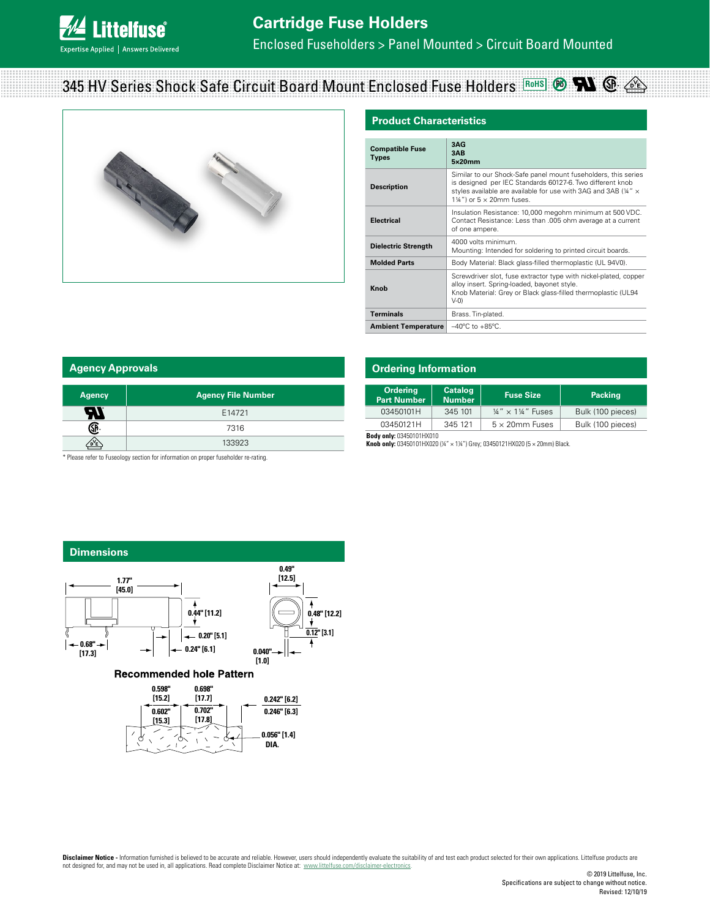# Cartridge Fuse Holders

Enclosed Fuseholders > Panel Mounted > Circuit Board Mounted

## 345 HV Series Shock Safe Circuit Board Mount Enclosed Fuse Holders

## Product Characteristics

| | |
|---|---|
| **Compatible Fuse Types** | **3AG** **3AB** **5×20mm** |
| **Description** | Similar to our Shock-Safe panel mount fuseholders, this series is designed per IEC Standards 60127-6. Two different knob styles are available are available for use with 3AG and 3AB (¼" × 1¼") or 5 × 20mm fuses. |
| **Electrical** | Insulation Resistance: 10,000 megohm minimum at 500 VDC. Contact Resistance: Less than .005 ohm average at a current of one ampere. |
| **Dielectric Strength** | 4000 volts minimum. Mounting: Intended for soldering to printed circuit boards. |
| **Molded Parts** | Body Material: Black glass-filled thermoplastic (UL 94V0). |
| **Knob** | Screwdriver slot, fuse extractor type with nickel-plated, copper alloy insert. Spring-loaded, bayonet style. Knob Material: Grey or Black glass-filled thermoplastic (UL94 V-0) |
| **Terminals** | Brass. Tin-plated. |
| **Ambient Temperature** | –40ºC to +85ºC. |

## Agency Approvals

| Agency | Agency File Number |
|---|---|
| UL | E14721 |
| CSA | 7316 |
| VDE | 133923 |

* Please refer to Fuseology section for information on proper fuseholder re-rating.

## Ordering Information

| Ordering Part Number | Catalog Number | Fuse Size | Packing |
|---|---|---|---|
| 03450101H | 345 101 | ¼" × 1¼" Fuses | Bulk (100 pieces) |
| 03450121H | 345 121 | 5 × 20mm Fuses | Bulk (100 pieces) |

**Body only:** 03450101HX010
**Knob only:** 03450101HX020 (¼" × 1¼") Grey; 03450121HX020 (5 × 20mm) Black.

## Dimensions

1.77" [45.0]
0.44" [11.2]
0.20" [5.1]
0.24" [6.1]
0.68" [17.3]
0.49" [12.5]
0.48" [12.2]
0.12" [3.1]
0.040" [1.0]

### Recommended hole Pattern

0.598" [15.2]
0.698" [17.7]
0.602" [15.3]
0.702" [17.8]
0.242" [6.2]
0.246" [6.3]
0.056" [1.4] DIA.

**Disclaimer Notice** - Information furnished is believed to be accurate and reliable. However, users should independently evaluate the suitability of and test each product selected for their own applications. Littelfuse products are not designed for, and may not be used in, all applications. Read complete Disclaimer Notice at: www.littelfuse.com/disclaimer-electronics.

© 2019 Littelfuse, Inc.
Specifications are subject to change without notice.
Revised: 12/10/19